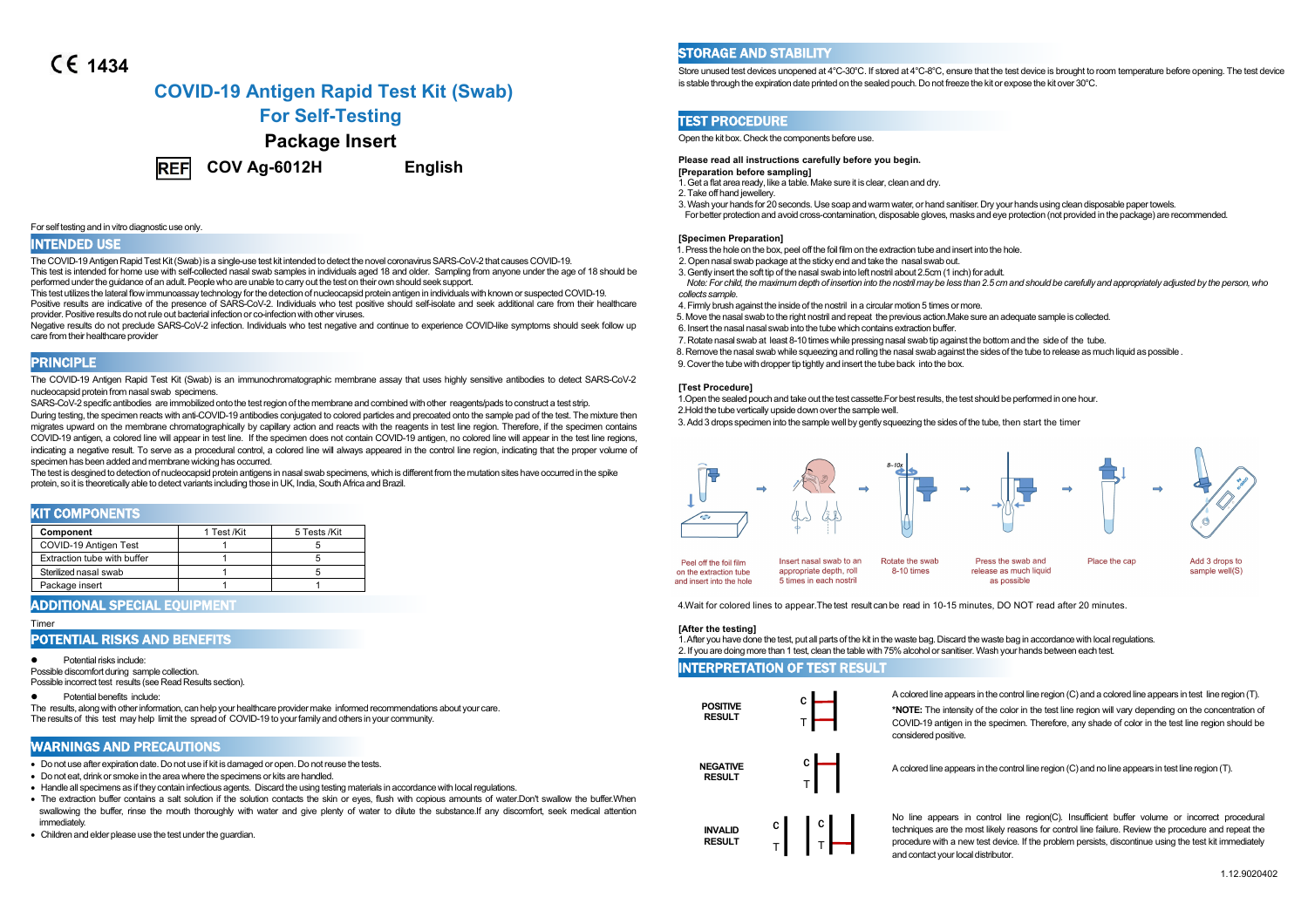CE 1434

# COVID-19 Antigen Rapid Test Kit (Swab)

# For Self-Testing

## Package Insert

**REF** **COV Ag-6012H** **English**

For self testing and in vitro diagnostic use only.

## INTENDED USE

The COVID-19 Antigen Rapid Test Kit (Swab) is a single-use test kit intended to detect the novel coronavirus SARS-CoV-2 that causes COVID-19.
This test is intended for home use with self-collected nasal swab samples in individuals aged 18 and older. Sampling from anyone under the age of 18 should be performed under the guidance of an adult. People who are unable to carry out the test on their own should seek support.
This test utilizes the lateral flow immunoassay technology for the detection of nucleocapsid protein antigen in individuals with known or suspected COVID-19.
Positive results are indicative of the presence of SARS-CoV-2. Individuals who test positive should self-isolate and seek additional care from their healthcare provider. Positive results do not rule out bacterial infection or co-infection with other viruses.
Negative results do not preclude SARS-CoV-2 infection. Individuals who test negative and continue to experience COVID-like symptoms should seek follow up care from their healthcare provider

## PRINCIPLE

The COVID-19 Antigen Rapid Test Kit (Swab) is an immunochromatographic membrane assay that uses highly sensitive antibodies to detect SARS-CoV-2 nucleocapsid protein from nasal swab specimens.
SARS-CoV-2 specific antibodies are immobilized onto the test region of the membrane and combined with other reagents/pads to construct a test strip.
During testing, the specimen reacts with anti-COVID-19 antibodies conjugated to colored particles and precoated onto the sample pad of the test. The mixture then migrates upward on the membrane chromatographically by capillary action and reacts with the reagents in test line region. Therefore, if the specimen contains COVID-19 antigen, a colored line will appear in test line. If the specimen does not contain COVID-19 antigen, no colored line will appear in the test line regions, indicating a negative result. To serve as a procedural control, a colored line will always appeared in the control line region, indicating that the proper volume of specimen has been added and membrane wicking has occurred.
The test is desgined to detection of nucleocapsid protein antigens in nasal swab specimens, which is different from the mutation sites have occurred in the spike protein, so it is theoretically able to detect variants including those in UK, India, South Africa and Brazil.

## KIT COMPONENTS

| Component | 1 Test /Kit | 5 Tests /Kit |
|---|---|---|
| COVID-19 Antigen Test | 1 | 5 |
| Extraction tube with buffer | 1 | 5 |
| Sterilized nasal swab | 1 | 5 |
| Package insert | 1 | 1 |

## ADDITIONAL SPECIAL EQUIPMENT

Timer

## POTENTIAL RISKS AND BENEFITS

- Potential risks include:

Possible discomfort during sample collection.
Possible incorrect test results (see Read Results section).

- Potential benefits include:

The results, along with other information, can help your healthcare provider make informed recommendations about your care.
The results of this test may help limit the spread of COVID-19 to your family and others in your community.

## WARNINGS AND PRECAUTIONS

- Do not use after expiration date. Do not use if kit is damaged or open. Do not reuse the tests.
- Do not eat, drink or smoke in the area where the specimens or kits are handled.
- Handle all specimens as if they contain infectious agents. Discard the using testing materials in accordance with local regulations.
- The extraction buffer contains a salt solution if the solution contacts the skin or eyes, flush with copious amounts of water.Don't swallow the buffer.When swallowing the buffer, rinse the mouth thoroughly with water and give plenty of water to dilute the substance.If any discomfort, seek medical attention immediately.
- Children and elder please use the test under the guardian.

## STORAGE AND STABILITY

Store unused test devices unopened at 4°C-30°C. If stored at 4°C-8°C, ensure that the test device is brought to room temperature before opening. The test device is stable through the expiration date printed on the sealed pouch. Do not freeze the kit or expose the kit over 30°C.

## TEST PROCEDURE

Open the kit box. Check the components before use.

**Please read all instructions carefully before you begin.**

**[Preparation before sampling]**

1. Get a flat area ready, like a table. Make sure it is clear, clean and dry.
2. Take off hand jewellery.
3. Wash your hands for 20 seconds. Use soap and warm water, or hand sanitiser. Dry your hands using clean disposable paper towels.
   For better protection and avoid cross-contamination, disposable gloves, masks and eye protection (not provided in the package) are recommended.

**[Specimen Preparation]**

1. Press the hole on the box, peel off the foil film on the extraction tube and insert into the hole.
2. Open nasal swab package at the sticky end and take the nasal swab out.
3. Gently insert the soft tip of the nasal swab into left nostril about 2.5cm (1 inch) for adult.
   *Note: For child, the maximum depth of insertion into the nostril may be less than 2.5 cm and should be carefully and appropriately adjusted by the person, who collects sample.*
4. Firmly brush against the inside of the nostril in a circular motion 5 times or more.
5. Move the nasal swab to the right nostril and repeat the previous action.Make sure an adequate sample is collected.
6. Insert the nasal swab into the tube which contains extraction buffer.
7. Rotate nasal swab at least 8-10 times while pressing nasal swab tip against the bottom and the side of the tube.
8. Remove the nasal swab while squeezing and rolling the nasal swab against the sides of the tube to release as much liquid as possible .
9. Cover the tube with dropper tip tightly and insert the tube back into the box.

**[Test Procedure]**

1. Open the sealed pouch and take out the test cassette.For best results, the test should be performed in one hour.
2. Hold the tube vertically upside down over the sample well.
3. Add 3 drops specimen into the sample well by gently squeezing the sides of the tube, then start the timer

Peel off the foil film on the extraction tube and insert into the hole → Insert nasal swab to an appropriate depth, roll 5 times in each nostril → Rotate the swab 8-10 times → Press the swab and release as much liquid as possible → Place the cap → Add 3 drops to sample well(S)

4. Wait for colored lines to appear.The test result can be read in 10-15 minutes, DO NOT read after 20 minutes.

**[After the testing]**

1. After you have done the test, put all parts of the kit in the waste bag. Discard the waste bag in accordance with local regulations.
2. If you are doing more than 1 test, clean the table with 75% alcohol or sanitiser. Wash your hands between each test.

## INTERPRETATION OF TEST RESULT

**POSITIVE RESULT**

A colored line appears in the control line region (C) and a colored line appears in test line region (T).
**\*NOTE:** The intensity of the color in the test line region will vary depending on the concentration of COVID-19 antigen in the specimen. Therefore, any shade of color in the test line region should be considered positive.

**NEGATIVE RESULT**

A colored line appears in the control line region (C) and no line appears in test line region (T).

**INVALID RESULT**

No line appears in control line region(C). Insufficient buffer volume or incorrect procedural techniques are the most likely reasons for control line failure. Review the procedure and repeat the procedure with a new test device. If the problem persists, discontinue using the test kit immediately and contact your local distributor.

1.12.9020402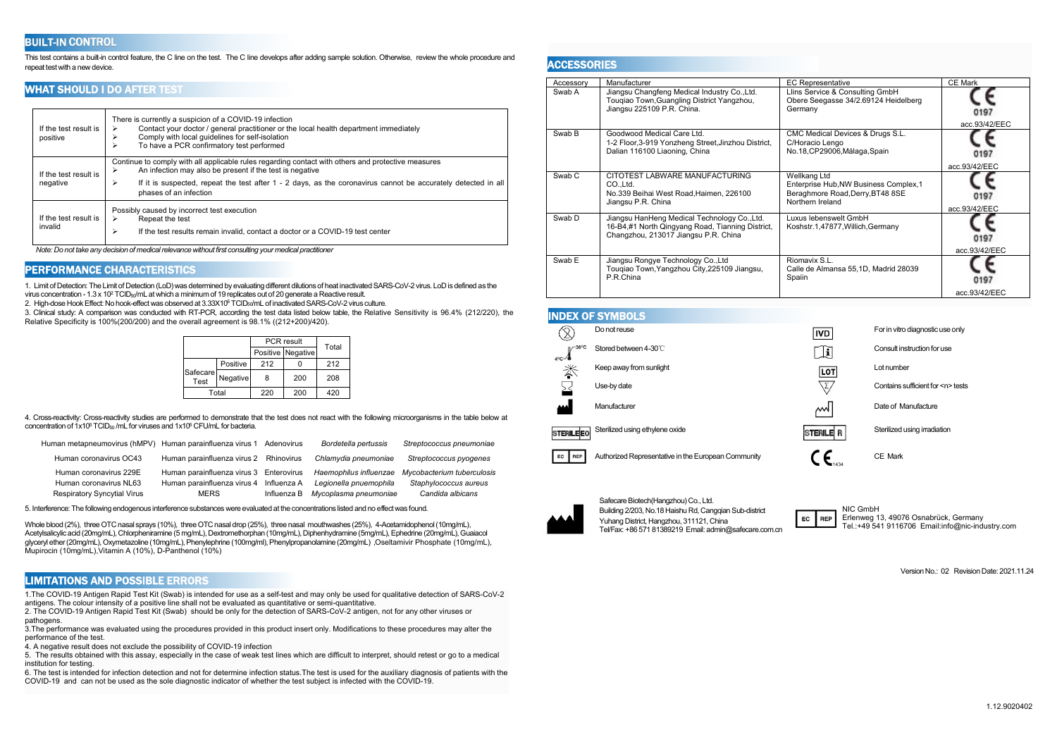## BUILT-IN CONTROL

This test contains a built-in control feature, the C line on the test. The C line develops after adding sample solution. Otherwise, review the whole procedure and repeat test with a new device.

## WHAT SHOULD I DO AFTER TEST

| | |
|---|---|
| If the test result is positive | There is currently a suspicion of a COVID-19 infection<br>➢ Contact your doctor / general practitioner or the local health department immediately<br>➢ Comply with local guidelines for self-isolation<br>➢ To have a PCR confirmatory test performed |
| If the test result is negative | Continue to comply with all applicable rules regarding contact with others and protective measures<br>➢ An infection may also be present if the test is negative<br>➢ If it is suspected, repeat the test after 1 - 2 days, as the coronavirus cannot be accurately detected in all phases of an infection |
| If the test result is invalid | Possibly caused by incorrect test execution<br>➢ Repeat the test<br>➢ If the test results remain invalid, contact a doctor or a COVID-19 test center |

*Note: Do not take any decision of medical relevance without first consulting your medical practitioner*

## PERFORMANCE CHARACTERISTICS

1. Limit of Detection: The Limit of Detection (LoD) was determined by evaluating different dilutions of heat inactivated SARS-CoV-2 virus. LoD is defined as the virus concentration - $1.3 \times 10^2$ $TCID_{50}$/mL at which a minimum of 19 replicates out of 20 generate a Reactive result.
2. High-dose Hook Effect: No hook-effect was observed at $3.33X10^5$ $TCID_{50}$/mL of inactivated SARS-CoV-2 virus culture.
3. Clinical study: A comparison was conducted with RT-PCR, according the test data listed below table, the Relative Sensitivity is 96.4% (212/220), the Relative Specificity is 100%(200/200) and the overall agreement is 98.1% ((212+200)/420).

| | | PCR result | | Total |
|---|---|---|---|---|
| | | Positive | Negative | |
| Safecare Test | Positive | 212 | 0 | 212 |
| | Negative | 8 | 200 | 208 |
| Total | | 220 | 200 | 420 |

4. Cross-reactivity: Cross-reactivity studies are performed to demonstrate that the test does not react with the following microorganisms in the table below at concentration of $1x10^5$ $TCID_{50}$ /mL for viruses and $1x10^6$ CFU/mL for bacteria.

| | | | | |
|---|---|---|---|---|
| Human metapneumovirus (hMPV) | Human parainfluenza virus 1 | Adenovirus | *Bordetella pertussis* | *Streptococcus pneumoniae* |
| Human coronavirus OC43 | Human parainfluenza virus 2 | Rhinovirus | *Chlamydia pneumoniae* | *Streptococcus pyogenes* |
| Human coronavirus 229E | Human parainfluenza virus 3 | Enterovirus | *Haemophilus influenzae* | *Mycobacterium tuberculosis* |
| Human coronavirus NL63 | Human parainfluenza virus 4 | Influenza A | *Legionella pnuemophila* | *Staphylococcus aureus* |
| Respiratory Syncytial Virus | MERS | Influenza B | *Mycoplasma pneumoniae* | *Candida albicans* |

5. Interference: The following endogenous interference substances were evaluated at the concentrations listed and no effect was found.

Whole blood (2%), three OTC nasal sprays (10%), three OTC nasal drop (25%), three nasal mouthwashes (25%), 4-Acetamidophenol (10mg/mL), Acetylsalicylic acid (20mg/mL), Chlorpheniramine (5 mg/mL), Dextromethorphan (10mg/mL), Diphenhydramine (5mg/mL), Ephedrine (20mg/mL), Guaiacol glyceryl ether (20mg/mL), Oxymetazoline (10mg/mL), Phenylephrine (100mg/ml), Phenylpropanolamine (20mg/mL) ,Oseltamivir Phosphate (10mg/mL), Mupirocin (10mg/mL),Vitamin A (10%), D-Panthenol (10%)

## LIMITATIONS AND POSSIBLE ERRORS

1.The COVID-19 Antigen Rapid Test Kit (Swab) is intended for use as a self-test and may only be used for qualitative detection of SARS-CoV-2 antigens. The colour intensity of a positive line shall not be evaluated as quantitative or semi-quantitative.
2. The COVID-19 Antigen Rapid Test Kit (Swab) should be only for the detection of SARS-CoV-2 antigen, not for any other viruses or pathogens.
3.The performance was evaluated using the procedures provided in this product insert only. Modifications to these procedures may alter the performance of the test.
4. A negative result does not exclude the possibility of COVID-19 infection
5. The results obtained with this assay, especially in the case of weak test lines which are difficult to interpret, should retest or go to a medical institution for testing.
6. The test is intended for infection detection and not for determine infection status.The test is used for the auxiliary diagnosis of patients with the COVID-19 and can not be used as the sole diagnostic indicator of whether the test subject is infected with the COVID-19.

## ACCESSORIES

| Accessory | Manufacturer | EC Representative | CE Mark |
|---|---|---|---|
| Swab A | Jiangsu Changfeng Medical Industry Co.,Ltd. Touqiao Town,Guangling District Yangzhou, Jiangsu 225109 P.R. China. | Llins Service & Consulting GmbH Obere Seegasse 34/2.69124 Heidelberg Germany | CE 0197 acc.93/42/EEC |
| Swab B | Goodwood Medical Care Ltd. 1-2 Floor,3-919 Yonzheng Street,Jinzhou District, Dalian 116100 Liaoning, China | CMC Medical Devices & Drugs S.L. C/Horacio Lengo No.18,CP29006,Málaga,Spain | CE 0197 acc.93/42/EEC |
| Swab C | CITOTEST LABWARE MANUFACTURING CO.,Ltd. No.339 Beihai West Road,Haimen, 226100 Jiangsu P.R. China | Wellkang Ltd Enterprise Hub,NW Business Complex,1 Beraghmore Road,Derry,BT48 8SE Northern Ireland | CE 0197 acc.93/42/EEC |
| Swab D | Jiangsu HanHeng Medical Technology Co.,Ltd. 16-B4,#1 North Qingyang Road, Tianning District, Changzhou, 213017 Jiangsu P.R. China | Luxus lebenswelt GmbH Koshstr.1,47877,Willich,Germany | CE 0197 acc.93/42/EEC |
| Swab E | Jiangsu Rongye Technology Co.,Ltd Touqiao Town,Yangzhou City,225109 Jiangsu, P.R.China | Riomavix S.L. Calle de Almansa 55,1D, Madrid 28039 Spaiin | CE 0197 acc.93/42/EEC |

## INDEX OF SYMBOLS

| Symbol | Meaning | Symbol | Meaning |
|---|---|---|---|
| | Do not reuse | IVD | For in vitro diagnostic use only |
| 4°C–30°C | Stored between 4-30℃ | | Consult instruction for use |
| | Keep away from sunlight | LOT | Lot number |
| | Use-by date | Σ | Contains sufficient for <n> tests |
| | Manufacturer | | Date of Manufacture |
| STERILE EO | Sterilized using ethylene oxide | STERILE R | Sterilized using irradiation |
| EC REP | Authorized Representative in the European Community | CE 1434 | CE Mark |

Safecare Biotech(Hangzhou) Co., Ltd.
Building 2/203, No.18 Haishu Rd, Cangqian Sub-district
Yuhang District, Hangzhou, 311121, China
Tel/Fax: +86 571 81389219 Email: admin@safecare.com.cn

EC REP
NIC GmbH
Erlenweg 13, 49076 Osnabrück, Germany
Tel.:+49 541 9116706 Email:info@nic-industry.com

Version No.: 02 Revision Date: 2021.11.24

1.12.9020402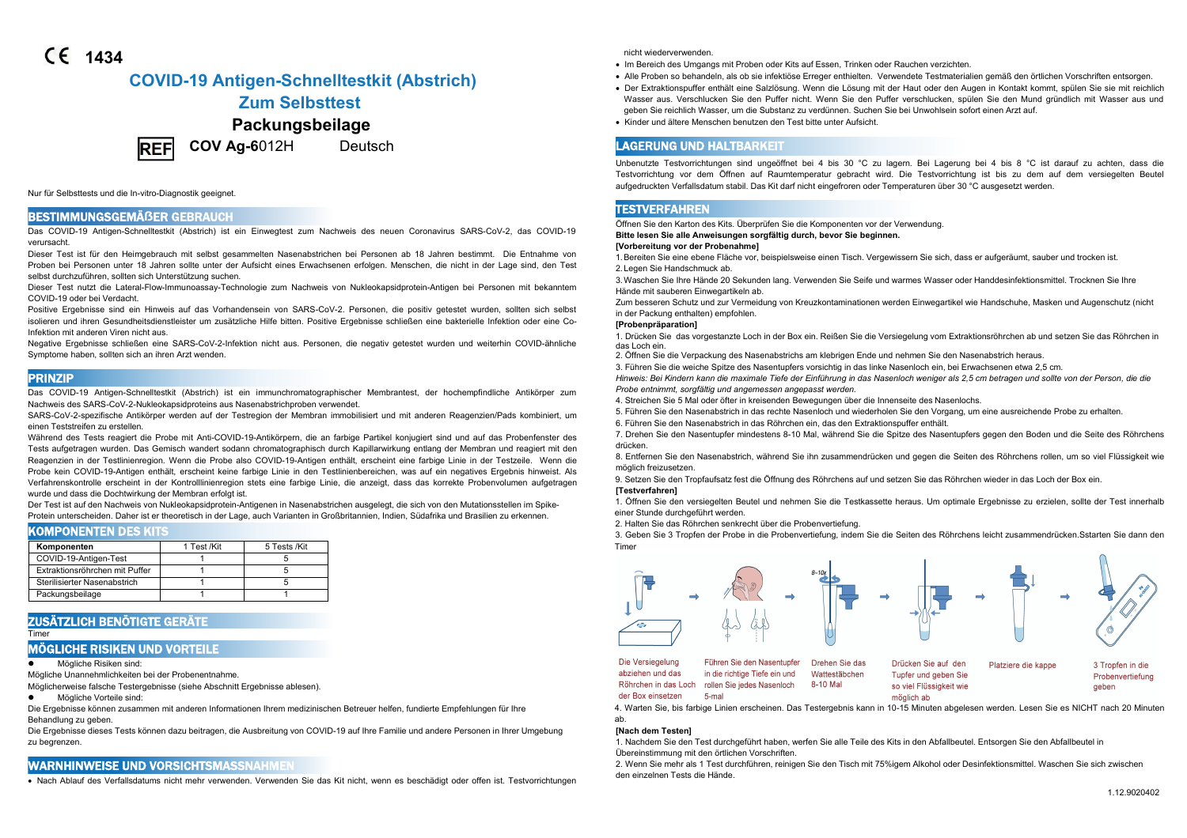CE 1434

# COVID-19 Antigen-Schnelltestkit (Abstrich) Zum Selbsttest

## Packungsbeilage

REF **COV Ag-6012H** Deutsch

Nur für Selbsttests und die In-vitro-Diagnostik geeignet.

## BESTIMMUNGSGEMÄßER GEBRAUCH

Das COVID-19 Antigen-Schnelltestkit (Abstrich) ist ein Einwegtest zum Nachweis des neuen Coronavirus SARS-CoV-2, das COVID-19 verursacht.

Dieser Test ist für den Heimgebrauch mit selbst gesammelten Nasenabstrichen bei Personen ab 18 Jahren bestimmt. Die Entnahme von Proben bei Personen unter 18 Jahren sollte unter der Aufsicht eines Erwachsenen erfolgen. Menschen, die nicht in der Lage sind, den Test selbst durchzuführen, sollten sich Unterstützung suchen.

Dieser Test nutzt die Lateral-Flow-Immunoassay-Technologie zum Nachweis von Nukleokapsidprotein-Antigen bei Personen mit bekanntem COVID-19 oder bei Verdacht.

Positive Ergebnisse sind ein Hinweis auf das Vorhandensein von SARS-CoV-2. Personen, die positiv getestet wurden, sollten sich selbst isolieren und ihren Gesundheitsdienstleister um zusätzliche Hilfe bitten. Positive Ergebnisse schließen eine bakterielle Infektion oder eine Co-Infektion mit anderen Viren nicht aus.

Negative Ergebnisse schließen eine SARS-CoV-2-Infektion nicht aus. Personen, die negativ getestet wurden und weiterhin COVID-ähnliche Symptome haben, sollten sich an ihren Arzt wenden.

## PRINZIP

Das COVID-19 Antigen-Schnelltestkit (Abstrich) ist ein immunchromatographischer Membrantest, der hochempfindliche Antikörper zum Nachweis des SARS-CoV-2-Nukleokapsidproteins aus Nasenabstrichproben verwendet.

SARS-CoV-2-spezifische Antikörper werden auf der Testregion der Membran immobilisiert und mit anderen Reagenzien/Pads kombiniert, um einen Teststreifen zu erstellen.

Während des Tests reagiert die Probe mit Anti-COVID-19-Antikörpern, die an farbige Partikel konjugiert sind und auf das Probenfenster des Tests aufgetragen wurden. Das Gemisch wandert sodann chromatographisch durch Kapillarwirkung entlang der Membran und reagiert mit den Reagenzien in der Testlinienregion. Wenn die Probe also COVID-19-Antigen enthält, erscheint eine farbige Linie in der Testzeile. Wenn die Probe kein COVID-19-Antigen enthält, erscheint keine farbige Linie in den Testlinienbereichen, was auf ein negatives Ergebnis hinweist. Als Verfahrenskontrolle erscheint in der Kontrolllinienregion stets eine farbige Linie, die anzeigt, dass das korrekte Probenvolumen aufgetragen wurde und dass die Dochtwirkung der Membran erfolgt ist.

Der Test ist auf den Nachweis von Nukleokapsidprotein-Antigenen in Nasenabstrichen ausgelegt, die sich von den Mutationsstellen im Spike-Protein unterscheiden. Daher ist er theoretisch in der Lage, auch Varianten in Großbritannien, Indien, Südafrika und Brasilien zu erkennen.

## KOMPONENTEN DES KITS

| Komponenten | 1 Test /Kit | 5 Tests /Kit |
|---|---|---|
| COVID-19-Antigen-Test | 1 | 5 |
| Extraktionsröhrchen mit Puffer | 1 | 5 |
| Sterilisierter Nasenabstrich | 1 | 5 |
| Packungsbeilage | 1 | 1 |

## ZUSÄTZLICH BENÖTIGTE GERÄTE

Timer

## MÖGLICHE RISIKEN UND VORTEILE

- Mögliche Risiken sind:

Mögliche Unannehmlichkeiten bei der Probenentnahme.

Möglicherweise falsche Testergebnisse (siehe Abschnitt Ergebnisse ablesen).

- Mögliche Vorteile sind:

Die Ergebnisse können zusammen mit anderen Informationen Ihrem medizinischen Betreuer helfen, fundierte Empfehlungen für Ihre Behandlung zu geben.

Die Ergebnisse dieses Tests können dazu beitragen, die Ausbreitung von COVID-19 auf Ihre Familie und andere Personen in Ihrer Umgebung zu begrenzen.

## WARNHINWEISE UND VORSICHTSMASSNAHMEN

- Nach Ablauf des Verfallsdatums nicht mehr verwenden. Verwenden Sie das Kit nicht, wenn es beschädigt oder offen ist. Testvorrichtungen nicht wiederverwenden.
- Im Bereich des Umgangs mit Proben oder Kits auf Essen, Trinken oder Rauchen verzichten.
- Alle Proben so behandeln, als ob sie infektiöse Erreger enthielten. Verwendete Testmaterialien gemäß den örtlichen Vorschriften entsorgen.
- Der Extraktionspuffer enthält eine Salzlösung. Wenn die Lösung mit der Haut oder den Augen in Kontakt kommt, spülen Sie sie mit reichlich Wasser aus. Verschlucken Sie den Puffer nicht. Wenn Sie den Puffer verschlucken, spülen Sie den Mund gründlich mit Wasser aus und geben Sie reichlich Wasser, um die Substanz zu verdünnen. Suchen Sie bei Unwohlsein sofort einen Arzt auf.
- Kinder und ältere Menschen benutzen den Test bitte unter Aufsicht.

## LAGERUNG UND HALTBARKEIT

Unbenutzte Testvorrichtungen sind ungeöffnet bei 4 bis 30 °C zu lagern. Bei Lagerung bei 4 bis 8 °C ist darauf zu achten, dass die Testvorrichtung vor dem Öffnen auf Raumtemperatur gebracht wird. Die Testvorrichtung ist bis zu dem auf dem versiegelten Beutel aufgedruckten Verfallsdatum stabil. Das Kit darf nicht eingefroren oder Temperaturen über 30 °C ausgesetzt werden.

## TESTVERFAHREN

Öffnen Sie den Karton des Kits. Überprüfen Sie die Komponenten vor der Verwendung.

**Bitte lesen Sie alle Anweisungen sorgfältig durch, bevor Sie beginnen.**

**[Vorbereitung vor der Probenahme]**

1. Bereiten Sie eine ebene Fläche vor, beispielsweise einen Tisch. Vergewissern Sie sich, dass er aufgeräumt, sauber und trocken ist.
2. Legen Sie Handschmuck ab.
3. Waschen Sie Ihre Hände 20 Sekunden lang. Verwenden Sie Seife und warmes Wasser oder Handdesinfektionsmittel. Trocknen Sie Ihre Hände mit sauberen Einwegartikeln ab.

Zum besseren Schutz und zur Vermeidung von Kreuzkontaminationen werden Einwegartikel wie Handschuhe, Masken und Augenschutz (nicht in der Packung enthalten) empfohlen.

**[Probenpräparation]**

1. Drücken Sie das vorgestanzte Loch in der Box ein. Reißen Sie die Versiegelung vom Extraktionsröhrchen ab und setzen Sie das Röhrchen in das Loch ein.
2. Öffnen Sie die Verpackung des Nasenabstrichs am klebrigen Ende und nehmen Sie den Nasenabstrich heraus.
3. Führen Sie die weiche Spitze des Nasentupfers vorsichtig in das linke Nasenloch ein, bei Erwachsenen etwa 2,5 cm.

*Hinweis: Bei Kindern kann die maximale Tiefe der Einführung in das Nasenloch weniger als 2,5 cm betragen und sollte von der Person, die die Probe entnimmt, sorgfältig und angemessen angepasst werden.*

4. Streichen Sie 5 Mal oder öfter in kreisenden Bewegungen über die Innenseite des Nasenlochs.
5. Führen Sie den Nasenabstrich in das rechte Nasenloch und wiederholen Sie den Vorgang, um eine ausreichende Probe zu erhalten.
6. Führen Sie den Nasenabstrich in das Röhrchen ein, das den Extraktionspuffer enthält.
7. Drehen Sie den Nasentupfer mindestens 8-10 Mal, während Sie die Spitze des Nasentupfers gegen den Boden und die Seite des Röhrchens drücken.
8. Entfernen Sie den Nasenabstrich, während Sie ihn zusammendrücken und gegen die Seiten des Röhrchens rollen, um so viel Flüssigkeit wie möglich freizusetzen.
9. Setzen Sie den Tropfaufsatz fest die Öffnung des Röhrchens auf und setzen Sie das Röhrchen wieder in das Loch der Box ein.

**[Testverfahren]**

1. Öffnen Sie den versiegelten Beutel und nehmen Sie die Testkassette heraus. Um optimale Ergebnisse zu erzielen, sollte der Test innerhalb einer Stunde durchgeführt werden.
2. Halten Sie das Röhrchen senkrecht über die Probenvertiefung.
3. Geben Sie 3 Tropfen der Probe in die Probenvertiefung, indem Sie die Seiten des Röhrchens leicht zusammendrücken.Sstarten Sie dann den Timer

Die Versiegelung abziehen und das Röhrchen in das Loch der Box einsetzen → Führen Sie den Nasentupfer in die richtige Tiefe ein und rollen Sie jedes Nasenloch 5-mal → Drehen Sie das Wattestäbchen 8-10 Mal → Drücken Sie auf den Tupfer und geben Sie so viel Flüssigkeit wie möglich ab → Platziere die kappe → 3 Tropfen in die Probenvertiefung geben

4. Warten Sie, bis farbige Linien erscheinen. Das Testergebnis kann in 10-15 Minuten abgelesen werden. Lesen Sie es NICHT nach 20 Minuten ab.

**[Nach dem Testen]**

1. Nachdem Sie den Test durchgeführt haben, werfen Sie alle Teile des Kits in den Abfallbeutel. Entsorgen Sie den Abfallbeutel in Übereinstimmung mit den örtlichen Vorschriften.
2. Wenn Sie mehr als 1 Test durchführen, reinigen Sie den Tisch mit 75%igem Alkohol oder Desinfektionsmittel. Waschen Sie sich zwischen den einzelnen Tests die Hände.

1.12.9020402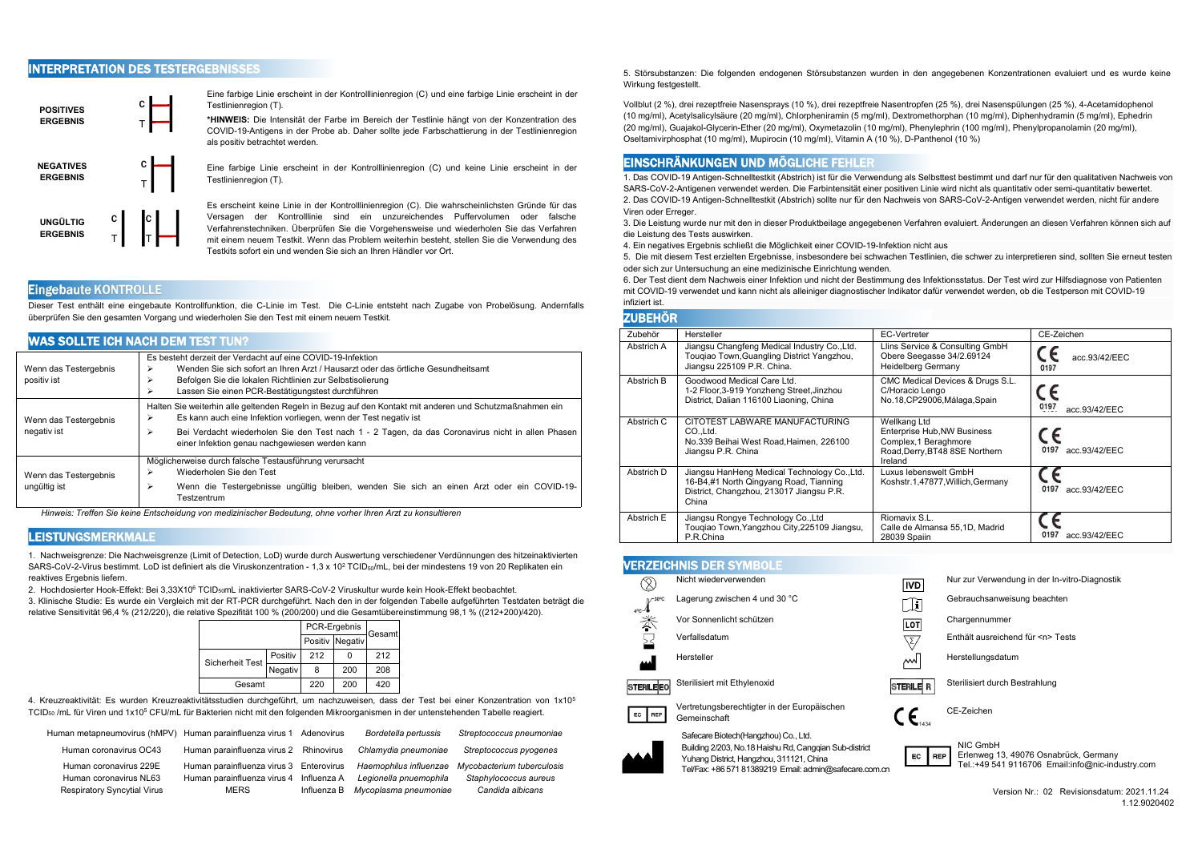## INTERPRETATION DES TESTERGEBNISSES

**POSITIVES ERGEBNIS**

Eine farbige Linie erscheint in der Kontrolllinienregion (C) und eine farbige Linie erscheint in der Testlinienregion (T).

***HINWEIS:** Die Intensität der Farbe im Bereich der Testlinie hängt von der Konzentration des COVID-19-Antigens in der Probe ab. Daher sollte jede Farbschattierung in der Testlinienregion als positiv betrachtet werden.

**NEGATIVES ERGEBNIS**

Eine farbige Linie erscheint in der Kontrolllinienregion (C) und keine Linie erscheint in der Testlinienregion (T).

**UNGÜLTIG ERGEBNIS**

Es erscheint keine Linie in der Kontrolllinienregion (C). Die wahrscheinlichsten Gründe für das Versagen der Kontrolllinie sind ein unzureichendes Puffervolumen oder falsche Verfahrenstechniken. Überprüfen Sie die Vorgehensweise und wiederholen Sie das Verfahren mit einem neuem Testkit. Wenn das Problem weiterhin besteht, stellen Sie die Verwendung des Testkits sofort ein und wenden Sie sich an Ihren Händler vor Ort.

## Eingebaute KONTROLLE

Dieser Test enthält eine eingebaute Kontrollfunktion, die C-Linie im Test. Die C-Linie entsteht nach Zugabe von Probelösung. Andernfalls überprüfen Sie den gesamten Vorgang und wiederholen Sie den Test mit einem neuen Testkit.

## WAS SOLLTE ICH NACH DEM TEST TUN?

| | |
|---|---|
| Wenn das Testergebnis positiv ist | Es besteht derzeit der Verdacht auf eine COVID-19-Infektion<br>➢ Wenden Sie sich sofort an Ihren Arzt / Hausarzt oder das örtliche Gesundheitsamt<br>➢ Befolgen Sie die lokalen Richtlinien zur Selbstisolierung<br>➢ Lassen Sie einen PCR-Bestätigungstest durchführen |
| Wenn das Testergebnis negativ ist | Halten Sie weiterhin alle geltenden Regeln in Bezug auf den Kontakt mit anderen und Schutzmaßnahmen ein<br>➢ Es kann auch eine Infektion vorliegen, wenn der Test negativ ist<br>➢ Bei Verdacht wiederholen Sie den Test nach 1 - 2 Tagen, da das Coronavirus nicht in allen Phasen einer Infektion genau nachgewiesen werden kann |
| Wenn das Testergebnis ungültig ist | Möglicherweise durch falsche Testausführung verursacht<br>➢ Wiederholen Sie den Test<br>➢ Wenn die Testergebnisse ungültig bleiben, wenden Sie sich an einen Arzt oder ein COVID-19-Testzentrum |

*Hinweis: Treffen Sie keine Entscheidung von medizinischer Bedeutung, ohne vorher Ihren Arzt zu konsultieren*

## LEISTUNGSMERKMALE

1. Nachweisgrenze: Die Nachweisgrenze (Limit of Detection, LoD) wurde durch Auswertung verschiedener Verdünnungen des hitzeinaktivierten SARS-CoV-2-Virus bestimmt. LoD ist definiert als die Viruskonzentration - $1,3 \times 10^2$ $TCID_{50}$/mL, bei der mindestens 19 von 20 Replikaten ein reaktives Ergebnis liefern.

2. Hochdosierter Hook-Effekt: Bei $3,33 \times 10^6$ $TCID_{50}$mL inaktivierter SARS-CoV-2 Viruskultur wurde kein Hook-Effekt beobachtet.

3. Klinische Studie: Es wurde ein Vergleich mit der RT-PCR durchgeführt. Nach den in der folgenden Tabelle aufgeführten Testdaten beträgt die relative Sensitivität 96,4 % (212/220), die relative Spezifität 100 % (200/200) und die Gesamtübereinstimmung 98,1 % ((212+200)/420).

| | | PCR-Ergebnis | | Gesamt |
|---|---|---|---|---|
| | | Positiv | Negativ | |
| Sicherheit Test | Positiv | 212 | 0 | 212 |
| | Negativ | 8 | 200 | 208 |
| Gesamt | | 220 | 200 | 420 |

4. Kreuzreaktivität: Es wurden Kreuzreaktivitätsstudien durchgeführt, um nachzuweisen, dass der Test bei einer Konzentration von $1 \times 10^5$ $TCID_{50}$ /mL für Viren und $1 \times 10^5$ CFU/mL für Bakterien nicht mit den folgenden Mikroorganismen in der untenstehenden Tabelle reagiert.

| | | | | |
|---|---|---|---|---|
| Human metapneumovirus (hMPV) | Human parainfluenza virus 1 | Adenovirus | *Bordetella pertussis* | *Streptococcus pneumoniae* |
| Human coronavirus OC43 | Human parainfluenza virus 2 | Rhinovirus | *Chlamydia pneumoniae* | *Streptococcus pyogenes* |
| Human coronavirus 229E | Human parainfluenza virus 3 | Enterovirus | *Haemophilus influenzae* | *Mycobacterium tuberculosis* |
| Human coronavirus NL63 | Human parainfluenza virus 4 | Influenza A | *Legionella pnuemophila* | *Staphylococcus aureus* |
| Respiratory Syncytial Virus | MERS | Influenza B | *Mycoplasma pneumoniae* | *Candida albicans* |

5. Störsubstanzen: Die folgenden endogenen Störsubstanzen wurden in den angegebenen Konzentrationen evaluiert und es wurde keine Wirkung festgestellt.

Vollblut (2 %), drei rezeptfreie Nasensprays (10 %), drei rezeptfreie Nasentropfen (25 %), drei Nasenspülungen (25 %), 4-Acetamidophenol (10 mg/ml), Acetylsalicylsäure (20 mg/ml), Chlorpheniramin (5 mg/ml), Dextromethorphan (10 mg/ml), Diphenhydramin (5 mg/ml), Ephedrin (20 mg/ml), Guajakol-Glycerin-Ether (20 mg/ml), Oxymetazolin (10 mg/ml), Phenylephrin (100 mg/ml), Phenylpropanolamin (20 mg/ml), Oseltamivirphosphat (10 mg/ml), Mupirocin (10 mg/ml), Vitamin A (10 %), D-Panthenol (10 %)

## EINSCHRÄNKUNGEN UND MÖGLICHE FEHLER

1. Das COVID-19 Antigen-Schnelltestkit (Abstrich) ist für die Verwendung als Selbsttest bestimmt und darf nur für den qualitativen Nachweis von SARS-CoV-2-Antigenen verwendet werden. Die Farbintensität einer positiven Linie wird nicht als quantitativ oder semi-quantitativ bewertet.
2. Das COVID-19 Antigen-Schnelltestkit (Abstrich) sollte nur für den Nachweis von SARS-CoV-2-Antigen verwendet werden, nicht für andere Viren oder Erreger.
3. Die Leistung wurde nur mit den in dieser Produktbeilage angegebenen Verfahren evaluiert. Änderungen an diesen Verfahren können sich auf die Leistung des Tests auswirken.
4. Ein negatives Ergebnis schließt die Möglichkeit einer COVID-19-Infektion nicht aus
5. Die mit diesem Test erzielten Ergebnisse, insbesondere bei schwachen Testlinien, die schwer zu interpretieren sind, sollten Sie erneut testen oder sich zur Untersuchung an eine medizinische Einrichtung wenden.
6. Der Test dient dem Nachweis einer Infektion und nicht der Bestimmung des Infektionsstatus. Der Test wird zur Hilfsdiagnose von Patienten mit COVID-19 verwendet und kann nicht als alleiniger diagnostischer Indikator dafür verwendet werden, ob die Testperson mit COVID-19 infiziert ist.

## ZUBEHÖR

| Zubehör | Hersteller | EC-Vertreter | CE-Zeichen |
|---|---|---|---|
| Abstrich A | Jiangsu Changfeng Medical Industry Co.,Ltd. Touqiao Town,Guangling District Yangzhou, Jiangsu 225109 P.R. China. | Llins Service & Consulting GmbH Obere Seegasse 34/2.69124 Heidelberg Germany | CE 0197 acc.93/42/EEC |
| Abstrich B | Goodwood Medical Care Ltd. 1-2 Floor,3-919 Yonzheng Street,Jinzhou District, Dalian 116100 Liaoning, China | CMC Medical Devices & Drugs S.L. C/Horacio Lengo No.18,CP29006,Málaga,Spain | CE 0197 acc.93/42/EEC |
| Abstrich C | CITOTEST LABWARE MANUFACTURING CO.,Ltd. No.339 Beihai West Road,Haimen, 226100 Jiangsu P.R. China | Wellkang Ltd Enterprise Hub,NW Business Complex,1 Beraghmore Road,Derry,BT48 8SE Northern Ireland | CE 0197 acc.93/42/EEC |
| Abstrich D | Jiangsu HanHeng Medical Technology Co.,Ltd. 16-B4,#1 North Qingyang Road, Tianning District, Changzhou, 213017 Jiangsu P.R. China | Luxus lebenswelt GmbH Koshstr.1,47877,Willich,Germany | CE 0197 acc.93/42/EEC |
| Abstrich E | Jiangsu Rongye Technology Co.,Ltd Touqiao Town,Yangzhou City,225109 Jiangsu, P.R.China | Riomavix S.L. Calle de Almansa 55,1D, Madrid 28039 Spaiin | CE 0197 acc.93/42/EEC |

## VERZEICHNIS DER SYMBOLE

| Symbol | Bedeutung | Symbol | Bedeutung |
|---|---|---|---|
| | Nicht wiederverwenden | IVD | Nur zur Verwendung in der In-vitro-Diagnostik |
| 4°C – 30°C | Lagerung zwischen 4 und 30 °C | | Gebrauchsanweisung beachten |
| | Vor Sonnenlicht schützen | LOT | Chargennummer |
| | Verfallsdatum | Σ | Enthält ausreichend für <n> Tests |
| | Hersteller | | Herstellungsdatum |
| STERILE EO | Sterilisiert mit Ethylenoxid | STERILE R | Sterilisiert durch Bestrahlung |
| EC REP | Vertretungsberechtigter in der Europäischen Gemeinschaft | CE 1434 | CE-Zeichen |

Safecare Biotech(Hangzhou) Co., Ltd.
Building 2/203, No.18 Haishu Rd, Cangqian Sub-district
Yuhang District, Hangzhou, 311121, China
Tel/Fax: +86 571 81389219 Email: admin@safecare.com.cn

EC REP
NIC GmbH
Erlenweg 13, 49076 Osnabrück, Germany
Tel.:+49 541 9116706 Email:info@nic-industry.com

Version Nr.: 02 Revisionsdatum: 2021.11.24
1.12.9020402